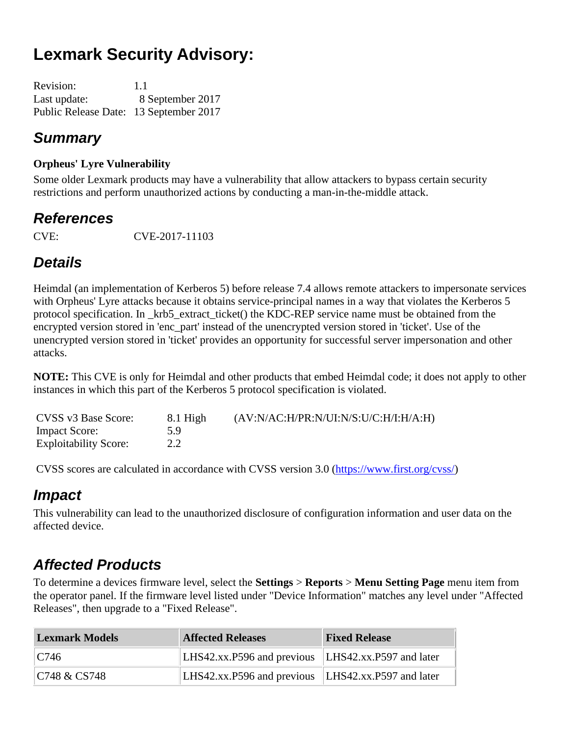# Lexmark Security Advisory:

Revision: 1.1
Last update: 8 September 2017
Public Release Date: 13 September 2017

## Summary

**Orpheus' Lyre Vulnerability**

Some older Lexmark products may have a vulnerability that allow attackers to bypass certain security restrictions and perform unauthorized actions by conducting a man-in-the-middle attack.

## References

CVE: CVE-2017-11103

## Details

Heimdal (an implementation of Kerberos 5) before release 7.4 allows remote attackers to impersonate services with Orpheus' Lyre attacks because it obtains service-principal names in a way that violates the Kerberos 5 protocol specification. In _krb5_extract_ticket() the KDC-REP service name must be obtained from the encrypted version stored in 'enc_part' instead of the unencrypted version stored in 'ticket'. Use of the unencrypted version stored in 'ticket' provides an opportunity for successful server impersonation and other attacks.

**NOTE:** This CVE is only for Heimdal and other products that embed Heimdal code; it does not apply to other instances in which this part of the Kerberos 5 protocol specification is violated.

| | | |
|---|---|---|
| CVSS v3 Base Score: | 8.1 High | (AV:N/AC:H/PR:N/UI:N/S:U/C:H/I:H/A:H) |
| Impact Score: | 5.9 | |
| Exploitability Score: | 2.2 | |

CVSS scores are calculated in accordance with CVSS version 3.0 (https://www.first.org/cvss/)

## Impact

This vulnerability can lead to the unauthorized disclosure of configuration information and user data on the affected device.

## Affected Products

To determine a devices firmware level, select the **Settings** > **Reports** > **Menu Setting Page** menu item from the operator panel. If the firmware level listed under "Device Information" matches any level under "Affected Releases", then upgrade to a "Fixed Release".

| Lexmark Models | Affected Releases | Fixed Release |
|---|---|---|
| C746 | LHS42.xx.P596 and previous | LHS42.xx.P597 and later |
| C748 & CS748 | LHS42.xx.P596 and previous | LHS42.xx.P597 and later |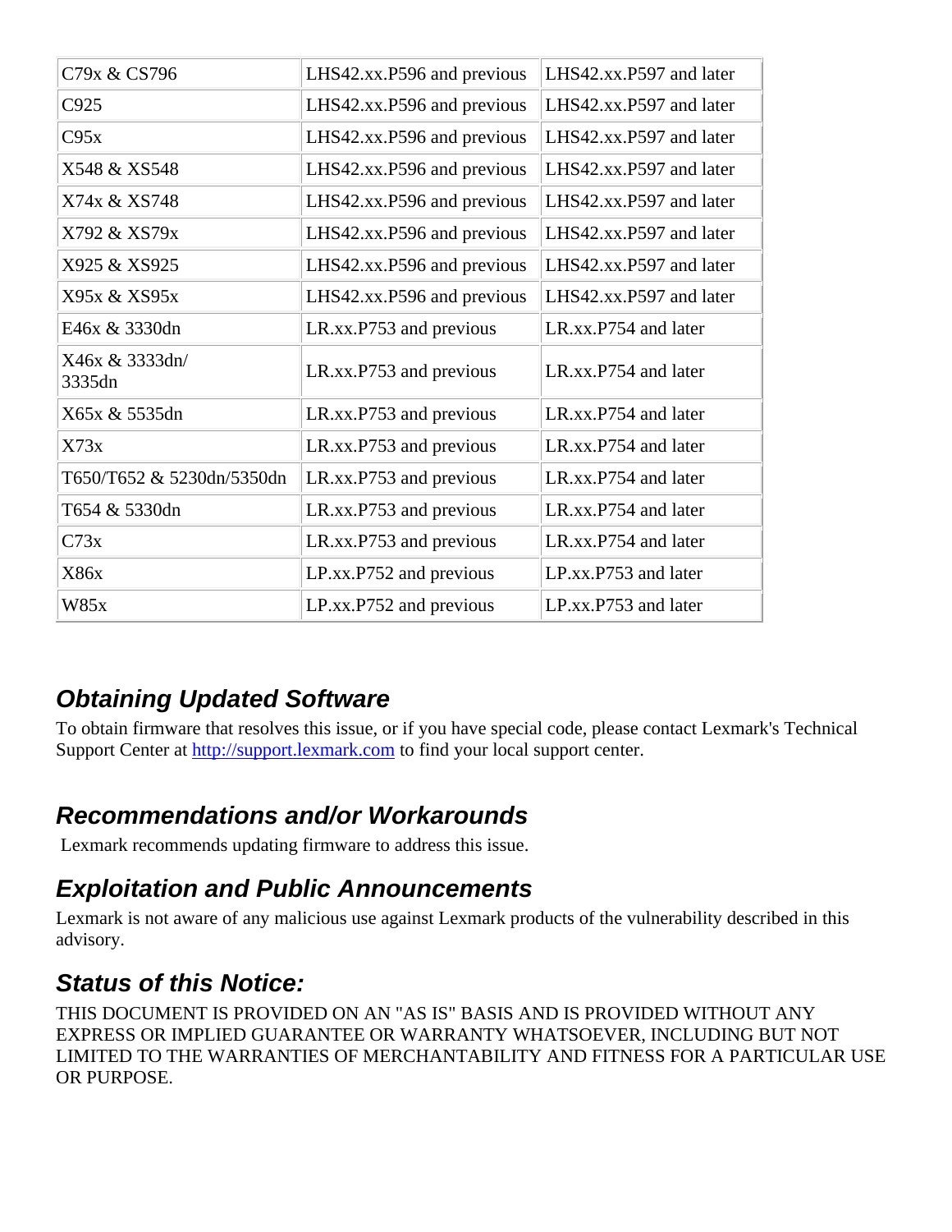| C79x & CS796 | LHS42.xx.P596 and previous | LHS42.xx.P597 and later |
|---|---|---|
| C925 | LHS42.xx.P596 and previous | LHS42.xx.P597 and later |
| C95x | LHS42.xx.P596 and previous | LHS42.xx.P597 and later |
| X548 & XS548 | LHS42.xx.P596 and previous | LHS42.xx.P597 and later |
| X74x & XS748 | LHS42.xx.P596 and previous | LHS42.xx.P597 and later |
| X792 & XS79x | LHS42.xx.P596 and previous | LHS42.xx.P597 and later |
| X925 & XS925 | LHS42.xx.P596 and previous | LHS42.xx.P597 and later |
| X95x & XS95x | LHS42.xx.P596 and previous | LHS42.xx.P597 and later |
| E46x & 3330dn | LR.xx.P753 and previous | LR.xx.P754 and later |
| X46x & 3333dn/ 3335dn | LR.xx.P753 and previous | LR.xx.P754 and later |
| X65x & 5535dn | LR.xx.P753 and previous | LR.xx.P754 and later |
| X73x | LR.xx.P753 and previous | LR.xx.P754 and later |
| T650/T652 & 5230dn/5350dn | LR.xx.P753 and previous | LR.xx.P754 and later |
| T654 & 5330dn | LR.xx.P753 and previous | LR.xx.P754 and later |
| C73x | LR.xx.P753 and previous | LR.xx.P754 and later |
| X86x | LP.xx.P752 and previous | LP.xx.P753 and later |
| W85x | LP.xx.P752 and previous | LP.xx.P753 and later |

## *Obtaining Updated Software*

To obtain firmware that resolves this issue, or if you have special code, please contact Lexmark's Technical Support Center at http://support.lexmark.com to find your local support center.

## *Recommendations and/or Workarounds*

Lexmark recommends updating firmware to address this issue.

## *Exploitation and Public Announcements*

Lexmark is not aware of any malicious use against Lexmark products of the vulnerability described in this advisory.

## *Status of this Notice:*

THIS DOCUMENT IS PROVIDED ON AN "AS IS" BASIS AND IS PROVIDED WITHOUT ANY EXPRESS OR IMPLIED GUARANTEE OR WARRANTY WHATSOEVER, INCLUDING BUT NOT LIMITED TO THE WARRANTIES OF MERCHANTABILITY AND FITNESS FOR A PARTICULAR USE OR PURPOSE.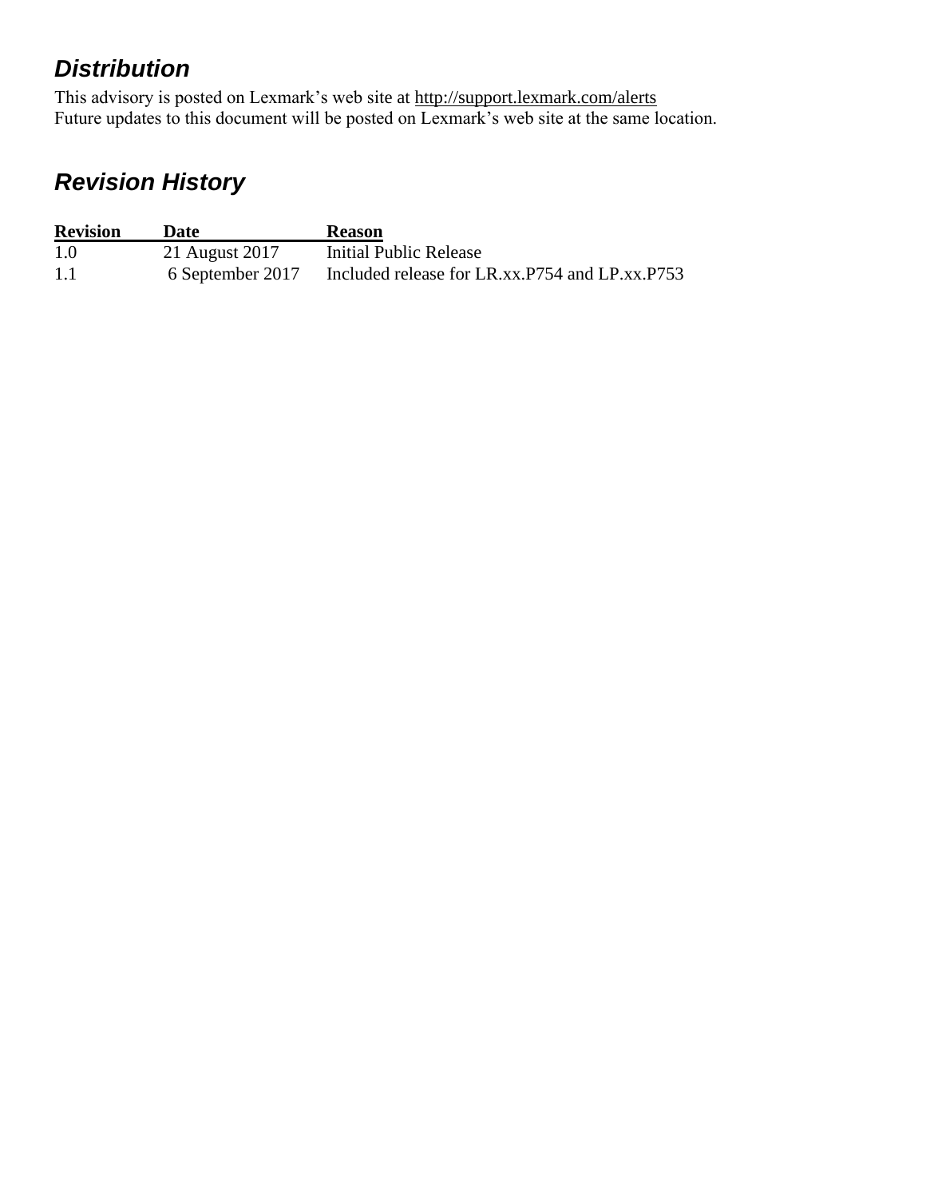## *Distribution*

This advisory is posted on Lexmark's web site at http://support.lexmark.com/alerts
Future updates to this document will be posted on Lexmark's web site at the same location.

## *Revision History*

| Revision | Date | Reason |
|---|---|---|
| 1.0 | 21 August 2017 | Initial Public Release |
| 1.1 | 6 September 2017 | Included release for LR.xx.P754 and LP.xx.P753 |